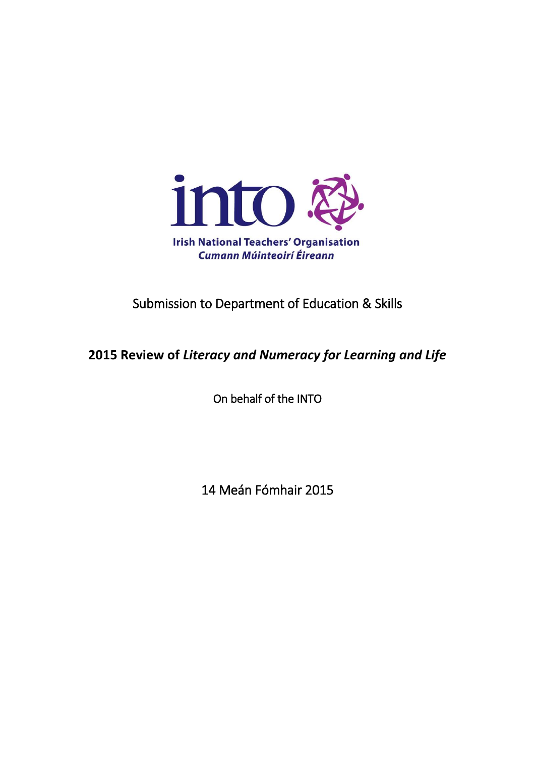into

Irish National Teachers' Organisation
*Cumann Múinteoirí Éireann*

Submission to Department of Education & Skills

**2015 Review of *Literacy and Numeracy for Learning and Life***

On behalf of the INTO

14 Meán Fómhair 2015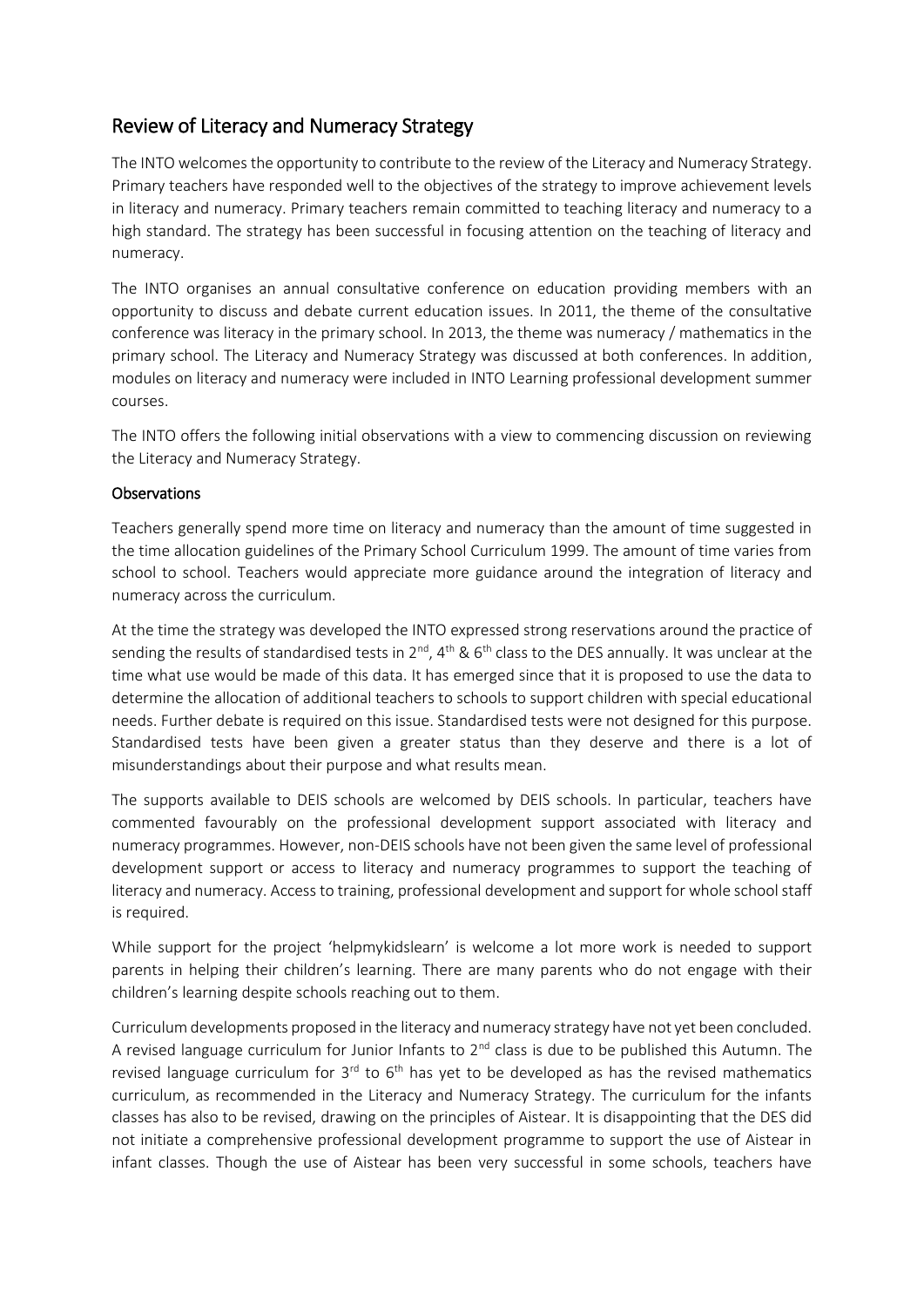## Review of Literacy and Numeracy Strategy

The INTO welcomes the opportunity to contribute to the review of the Literacy and Numeracy Strategy. Primary teachers have responded well to the objectives of the strategy to improve achievement levels in literacy and numeracy. Primary teachers remain committed to teaching literacy and numeracy to a high standard. The strategy has been successful in focusing attention on the teaching of literacy and numeracy.

The INTO organises an annual consultative conference on education providing members with an opportunity to discuss and debate current education issues. In 2011, the theme of the consultative conference was literacy in the primary school. In 2013, the theme was numeracy / mathematics in the primary school. The Literacy and Numeracy Strategy was discussed at both conferences. In addition, modules on literacy and numeracy were included in INTO Learning professional development summer courses.

The INTO offers the following initial observations with a view to commencing discussion on reviewing the Literacy and Numeracy Strategy.

### Observations

Teachers generally spend more time on literacy and numeracy than the amount of time suggested in the time allocation guidelines of the Primary School Curriculum 1999. The amount of time varies from school to school. Teachers would appreciate more guidance around the integration of literacy and numeracy across the curriculum.

At the time the strategy was developed the INTO expressed strong reservations around the practice of sending the results of standardised tests in 2nd, 4th & 6th class to the DES annually. It was unclear at the time what use would be made of this data. It has emerged since that it is proposed to use the data to determine the allocation of additional teachers to schools to support children with special educational needs. Further debate is required on this issue. Standardised tests were not designed for this purpose. Standardised tests have been given a greater status than they deserve and there is a lot of misunderstandings about their purpose and what results mean.

The supports available to DEIS schools are welcomed by DEIS schools. In particular, teachers have commented favourably on the professional development support associated with literacy and numeracy programmes. However, non-DEIS schools have not been given the same level of professional development support or access to literacy and numeracy programmes to support the teaching of literacy and numeracy. Access to training, professional development and support for whole school staff is required.

While support for the project 'helpmykidslearn' is welcome a lot more work is needed to support parents in helping their children's learning. There are many parents who do not engage with their children's learning despite schools reaching out to them.

Curriculum developments proposed in the literacy and numeracy strategy have not yet been concluded. A revised language curriculum for Junior Infants to 2nd class is due to be published this Autumn. The revised language curriculum for 3rd to 6th has yet to be developed as has the revised mathematics curriculum, as recommended in the Literacy and Numeracy Strategy. The curriculum for the infants classes has also to be revised, drawing on the principles of Aistear. It is disappointing that the DES did not initiate a comprehensive professional development programme to support the use of Aistear in infant classes. Though the use of Aistear has been very successful in some schools, teachers have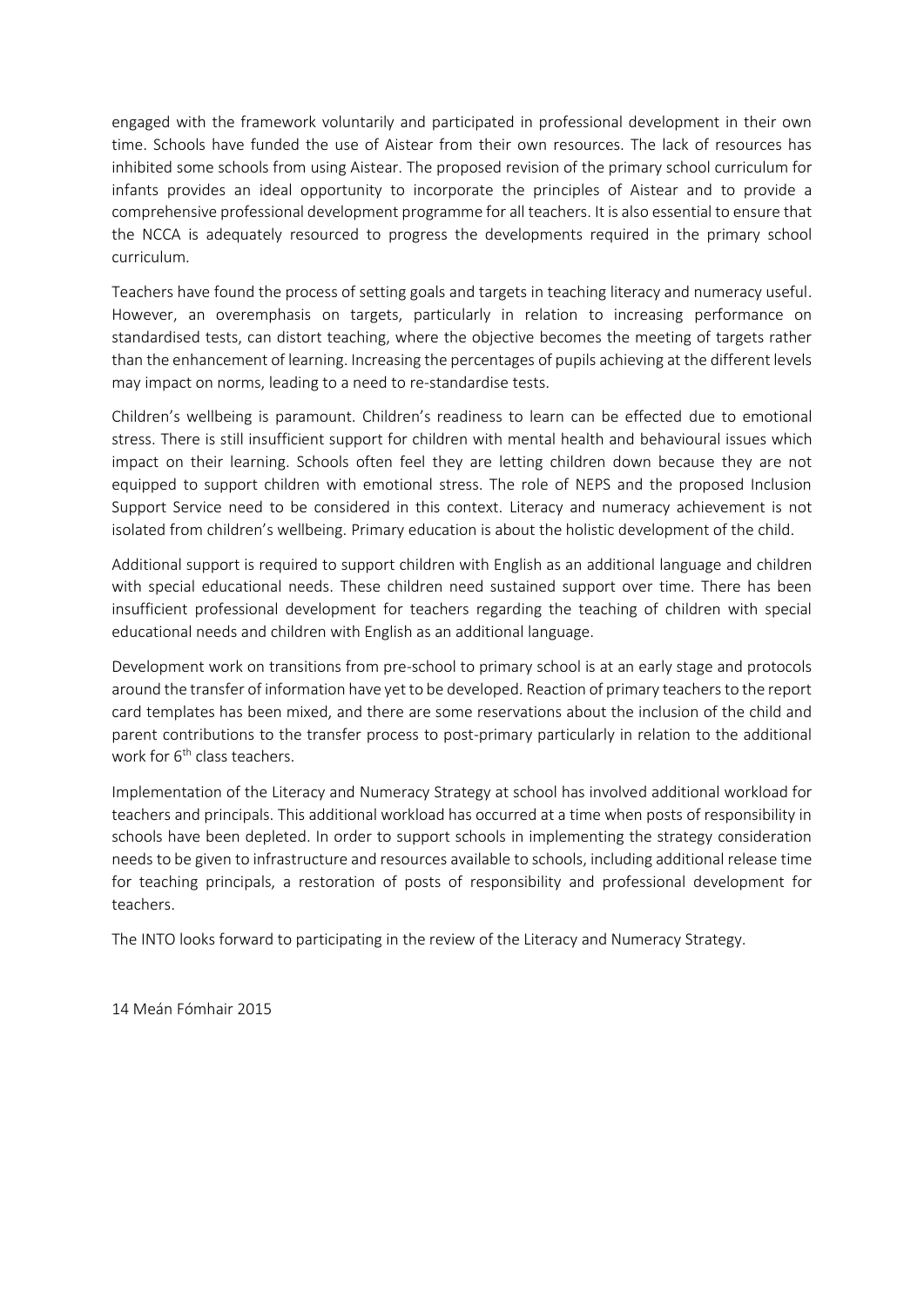engaged with the framework voluntarily and participated in professional development in their own time. Schools have funded the use of Aistear from their own resources. The lack of resources has inhibited some schools from using Aistear. The proposed revision of the primary school curriculum for infants provides an ideal opportunity to incorporate the principles of Aistear and to provide a comprehensive professional development programme for all teachers. It is also essential to ensure that the NCCA is adequately resourced to progress the developments required in the primary school curriculum.

Teachers have found the process of setting goals and targets in teaching literacy and numeracy useful. However, an overemphasis on targets, particularly in relation to increasing performance on standardised tests, can distort teaching, where the objective becomes the meeting of targets rather than the enhancement of learning. Increasing the percentages of pupils achieving at the different levels may impact on norms, leading to a need to re-standardise tests.

Children's wellbeing is paramount. Children's readiness to learn can be effected due to emotional stress. There is still insufficient support for children with mental health and behavioural issues which impact on their learning. Schools often feel they are letting children down because they are not equipped to support children with emotional stress. The role of NEPS and the proposed Inclusion Support Service need to be considered in this context. Literacy and numeracy achievement is not isolated from children's wellbeing. Primary education is about the holistic development of the child.

Additional support is required to support children with English as an additional language and children with special educational needs. These children need sustained support over time. There has been insufficient professional development for teachers regarding the teaching of children with special educational needs and children with English as an additional language.

Development work on transitions from pre-school to primary school is at an early stage and protocols around the transfer of information have yet to be developed. Reaction of primary teachers to the report card templates has been mixed, and there are some reservations about the inclusion of the child and parent contributions to the transfer process to post-primary particularly in relation to the additional work for 6th class teachers.

Implementation of the Literacy and Numeracy Strategy at school has involved additional workload for teachers and principals. This additional workload has occurred at a time when posts of responsibility in schools have been depleted. In order to support schools in implementing the strategy consideration needs to be given to infrastructure and resources available to schools, including additional release time for teaching principals, a restoration of posts of responsibility and professional development for teachers.

The INTO looks forward to participating in the review of the Literacy and Numeracy Strategy.

14 Meán Fómhair 2015